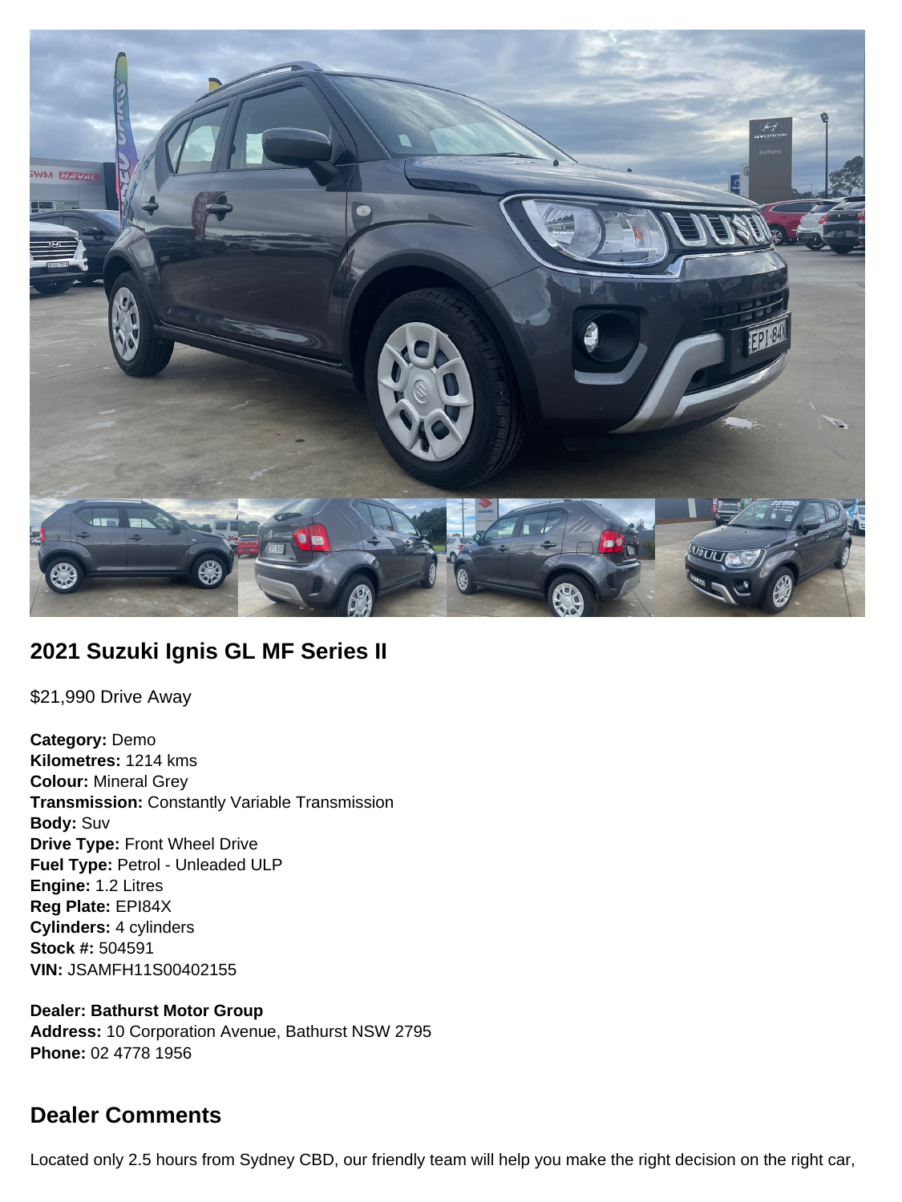## 2021 Suzuki Ignis GL MF Series II

$21,990 Drive Away

**Category:** Demo
**Kilometres:** 1214 kms
**Colour:** Mineral Grey
**Transmission:** Constantly Variable Transmission
**Body:** Suv
**Drive Type:** Front Wheel Drive
**Fuel Type:** Petrol - Unleaded ULP
**Engine:** 1.2 Litres
**Reg Plate:** EPI84X
**Cylinders:** 4 cylinders
**Stock #:** 504591
**VIN:** JSAMFH11S00402155

**Dealer: Bathurst Motor Group**
**Address:** 10 Corporation Avenue, Bathurst NSW 2795
**Phone:** 02 4778 1956

## Dealer Comments

Located only 2.5 hours from Sydney CBD, our friendly team will help you make the right decision on the right car,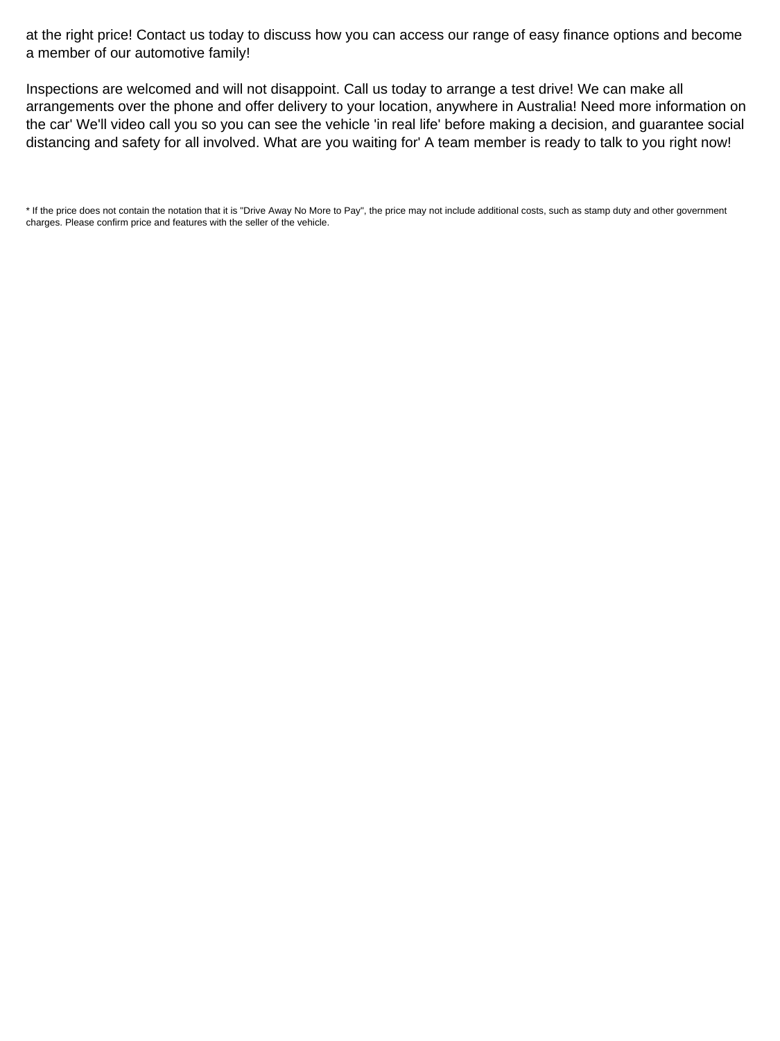at the right price! Contact us today to discuss how you can access our range of easy finance options and become a member of our automotive family!

Inspections are welcomed and will not disappoint. Call us today to arrange a test drive! We can make all arrangements over the phone and offer delivery to your location, anywhere in Australia! Need more information on the car' We'll video call you so you can see the vehicle 'in real life' before making a decision, and guarantee social distancing and safety for all involved. What are you waiting for' A team member is ready to talk to you right now!

* If the price does not contain the notation that it is "Drive Away No More to Pay", the price may not include additional costs, such as stamp duty and other government charges. Please confirm price and features with the seller of the vehicle.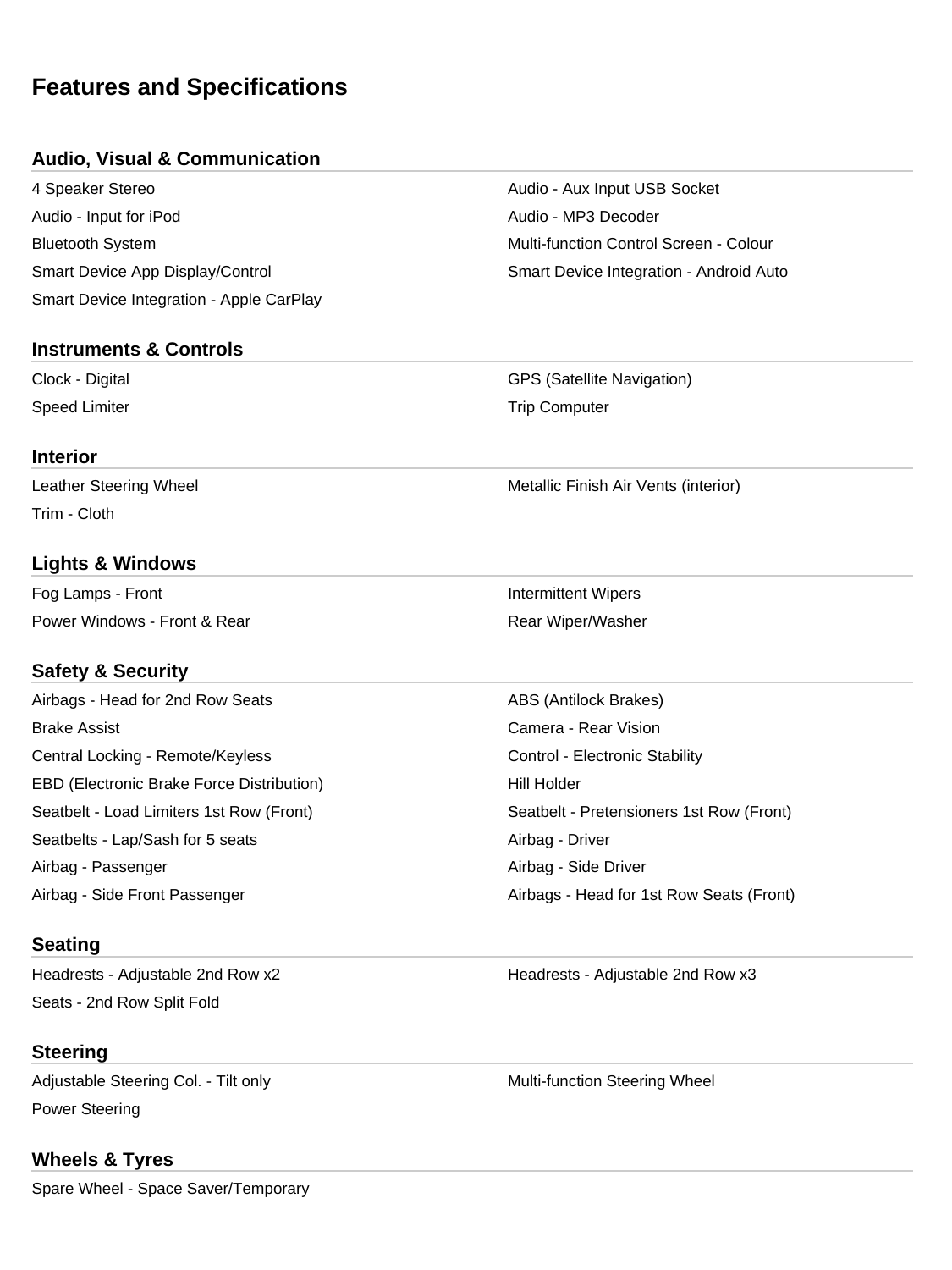# Features and Specifications

## Audio, Visual & Communication

- 4 Speaker Stereo
- Audio - Aux Input USB Socket
- Audio - Input for iPod
- Audio - MP3 Decoder
- Bluetooth System
- Multi-function Control Screen - Colour
- Smart Device App Display/Control
- Smart Device Integration - Android Auto
- Smart Device Integration - Apple CarPlay

## Instruments & Controls

- Clock - Digital
- GPS (Satellite Navigation)
- Speed Limiter
- Trip Computer

## Interior

- Leather Steering Wheel
- Metallic Finish Air Vents (interior)
- Trim - Cloth

## Lights & Windows

- Fog Lamps - Front
- Intermittent Wipers
- Power Windows - Front & Rear
- Rear Wiper/Washer

## Safety & Security

- Airbags - Head for 2nd Row Seats
- ABS (Antilock Brakes)
- Brake Assist
- Camera - Rear Vision
- Central Locking - Remote/Keyless
- Control - Electronic Stability
- EBD (Electronic Brake Force Distribution)
- Hill Holder
- Seatbelt - Load Limiters 1st Row (Front)
- Seatbelt - Pretensioners 1st Row (Front)
- Seatbelts - Lap/Sash for 5 seats
- Airbag - Driver
- Airbag - Passenger
- Airbag - Side Driver
- Airbag - Side Front Passenger
- Airbags - Head for 1st Row Seats (Front)

## Seating

- Headrests - Adjustable 2nd Row x2
- Headrests - Adjustable 2nd Row x3
- Seats - 2nd Row Split Fold

## Steering

- Adjustable Steering Col. - Tilt only
- Multi-function Steering Wheel
- Power Steering

## Wheels & Tyres

- Spare Wheel - Space Saver/Temporary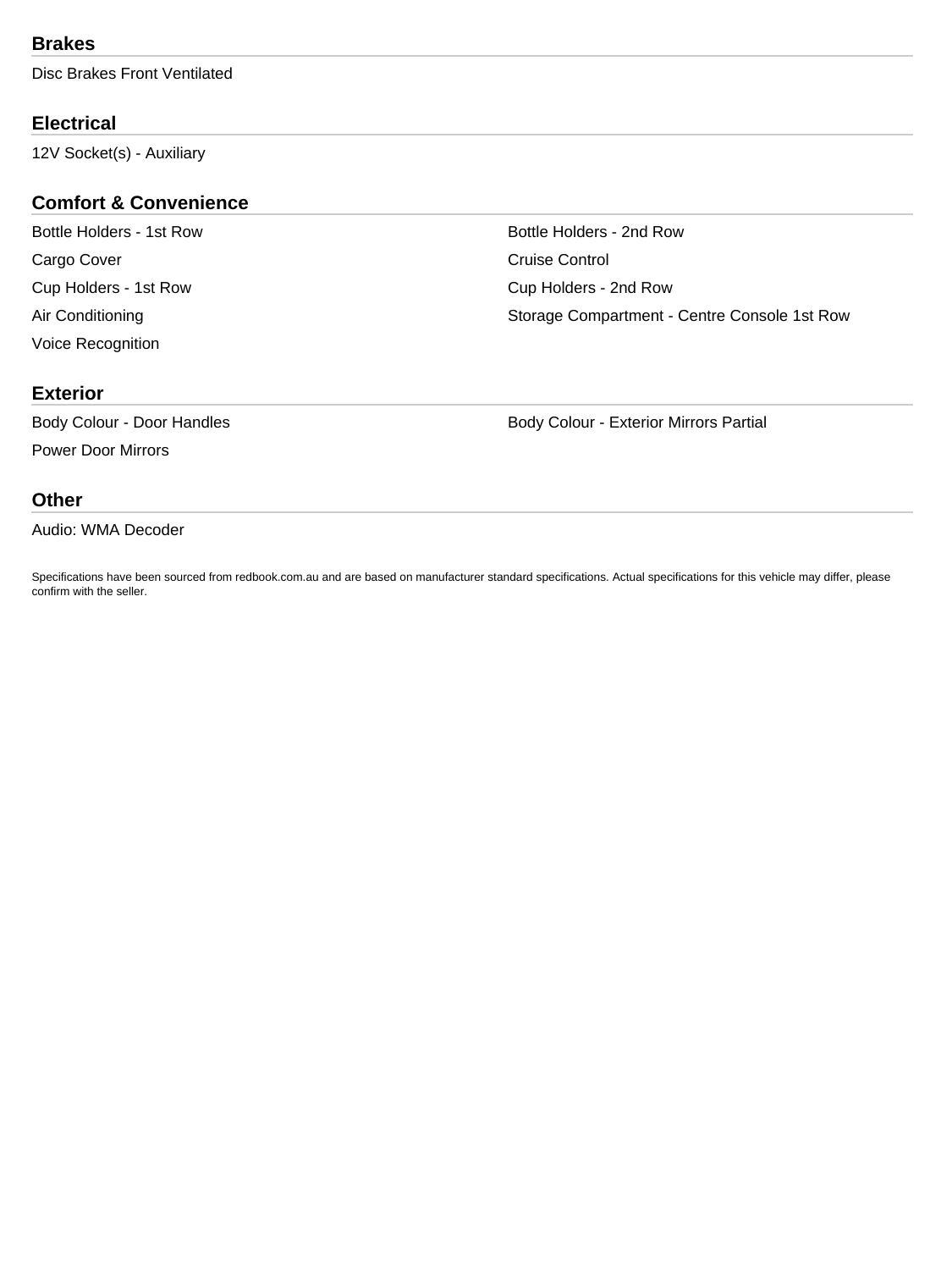## Brakes

Disc Brakes Front Ventilated

## Electrical

12V Socket(s) - Auxiliary

## Comfort & Convenience

Bottle Holders - 1st Row

Bottle Holders - 2nd Row

Cargo Cover

Cruise Control

Cup Holders - 1st Row

Cup Holders - 2nd Row

Air Conditioning

Storage Compartment - Centre Console 1st Row

Voice Recognition

## Exterior

Body Colour - Door Handles

Body Colour - Exterior Mirrors Partial

Power Door Mirrors

## Other

Audio: WMA Decoder

Specifications have been sourced from redbook.com.au and are based on manufacturer standard specifications. Actual specifications for this vehicle may differ, please confirm with the seller.